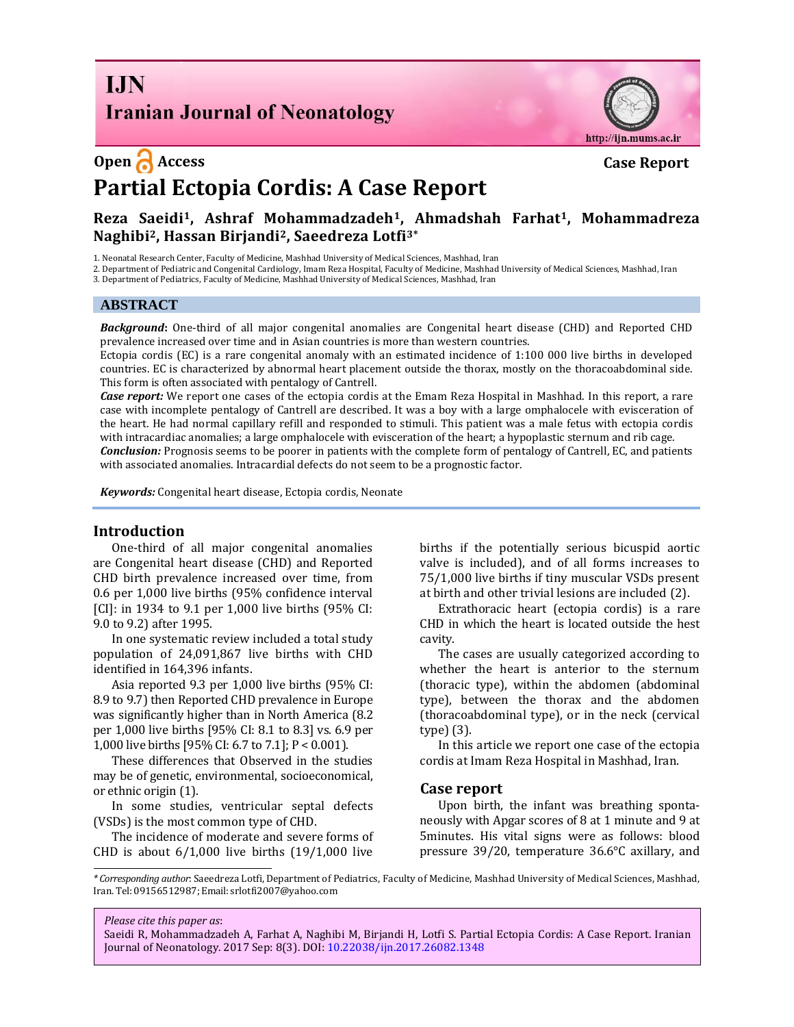# IJN Iranian Journal of Neonatology

Open Access

Case Report

# Partial Ectopia Cordis: A Case Report

**Reza Saeidi[1], Ashraf Mohammadzadeh[1], Ahmadshah Farhat[1], Mohammadreza Naghibi[2], Hassan Birjandi[2], Saeedreza Lotfi[3]***

1. Neonatal Research Center, Faculty of Medicine, Mashhad University of Medical Sciences, Mashhad, Iran
2. Department of Pediatric and Congenital Cardiology, Imam Reza Hospital, Faculty of Medicine, Mashhad University of Medical Sciences, Mashhad, Iran
3. Department of Pediatrics, Faculty of Medicine, Mashhad University of Medical Sciences, Mashhad, Iran

## ABSTRACT

***Background*:** One-third of all major congenital anomalies are Congenital heart disease (CHD) and Reported CHD prevalence increased over time and in Asian countries is more than western countries.

Ectopia cordis (EC) is a rare congenital anomaly with an estimated incidence of 1:100 000 live births in developed countries. EC is characterized by abnormal heart placement outside the thorax, mostly on the thoracoabdominal side. This form is often associated with pentalogy of Cantrell.

***Case report:*** We report one cases of the ectopia cordis at the Emam Reza Hospital in Mashhad. In this report, a rare case with incomplete pentalogy of Cantrell are described. It was a boy with a large omphalocele with evisceration of the heart. He had normal capillary refill and responded to stimuli. This patient was a male fetus with ectopia cordis with intracardiac anomalies; a large omphalocele with evisceration of the heart; a hypoplastic sternum and rib cage.

***Conclusion:*** Prognosis seems to be poorer in patients with the complete form of pentalogy of Cantrell, EC, and patients with associated anomalies. Intracardial defects do not seem to be a prognostic factor.

***Keywords:*** Congenital heart disease, Ectopia cordis, Neonate

## Introduction

One-third of all major congenital anomalies are Congenital heart disease (CHD) and Reported CHD birth prevalence increased over time, from 0.6 per 1,000 live births (95% confidence interval [CI]: in 1934 to 9.1 per 1,000 live births (95% CI: 9.0 to 9.2) after 1995.

In one systematic review included a total study population of 24,091,867 live births with CHD identified in 164,396 infants.

Asia reported 9.3 per 1,000 live births (95% CI: 8.9 to 9.7) then Reported CHD prevalence in Europe was significantly higher than in North America (8.2 per 1,000 live births [95% CI: 8.1 to 8.3] vs. 6.9 per 1,000 live births [95% CI: 6.7 to 7.1]; P < 0.001).

These differences that Observed in the studies may be of genetic, environmental, socioeconomical, or ethnic origin (1).

In some studies, ventricular septal defects (VSDs) is the most common type of CHD.

The incidence of moderate and severe forms of CHD is about 6/1,000 live births (19/1,000 live births if the potentially serious bicuspid aortic valve is included), and of all forms increases to 75/1,000 live births if tiny muscular VSDs present at birth and other trivial lesions are included (2).

Extrathoracic heart (ectopia cordis) is a rare CHD in which the heart is located outside the hest cavity.

The cases are usually categorized according to whether the heart is anterior to the sternum (thoracic type), within the abdomen (abdominal type), between the thorax and the abdomen (thoracoabdominal type), or in the neck (cervical type) (3).

In this article we report one case of the ectopia cordis at Imam Reza Hospital in Mashhad, Iran.

## Case report

Upon birth, the infant was breathing spontaneously with Apgar scores of 8 at 1 minute and 9 at 5minutes. His vital signs were as follows: blood pressure 39/20, temperature 36.6°C axillary, and

---

*\* Corresponding author*: Saeedreza Lotfi, Department of Pediatrics, Faculty of Medicine, Mashhad University of Medical Sciences, Mashhad, Iran. Tel: 09156512987; Email: srlotfi2007@yahoo.com

*Please cite this paper as*:
Saeidi R, Mohammadzadeh A, Farhat A, Naghibi M, Birjandi H, Lotfi S. Partial Ectopia Cordis: A Case Report. Iranian Journal of Neonatology. 2017 Sep: 8(3). DOI: 10.22038/ijn.2017.26082.1348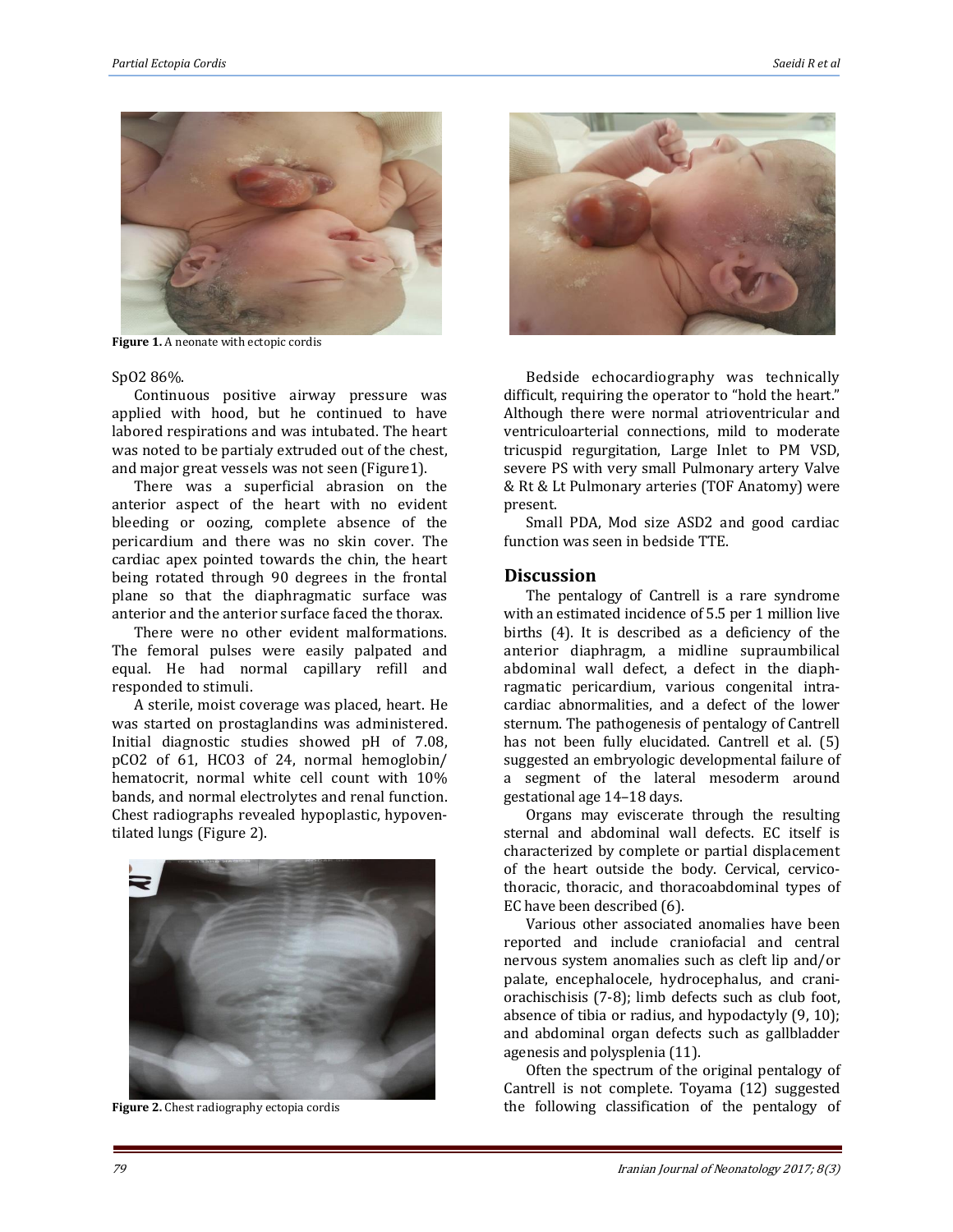Figure 1. A neonate with ectopic cordis

SpO2 86%.

Continuous positive airway pressure was applied with hood, but he continued to have labored respirations and was intubated. The heart was noted to be partialy extruded out of the chest, and major great vessels was not seen (Figure1).

There was a superficial abrasion on the anterior aspect of the heart with no evident bleeding or oozing, complete absence of the pericardium and there was no skin cover. The cardiac apex pointed towards the chin, the heart being rotated through 90 degrees in the frontal plane so that the diaphragmatic surface was anterior and the anterior surface faced the thorax.

There were no other evident malformations. The femoral pulses were easily palpated and equal. He had normal capillary refill and responded to stimuli.

A sterile, moist coverage was placed, heart. He was started on prostaglandins was administered. Initial diagnostic studies showed pH of 7.08, pCO2 of 61, HCO3 of 24, normal hemoglobin/ hematocrit, normal white cell count with 10% bands, and normal electrolytes and renal function. Chest radiographs revealed hypoplastic, hypoventilated lungs (Figure 2).

Figure 2. Chest radiography ectopia cordis

Bedside echocardiography was technically difficult, requiring the operator to "hold the heart." Although there were normal atrioventricular and ventriculoarterial connections, mild to moderate tricuspid regurgitation, Large Inlet to PM VSD, severe PS with very small Pulmonary artery Valve & Rt & Lt Pulmonary arteries (TOF Anatomy) were present.

Small PDA, Mod size ASD2 and good cardiac function was seen in bedside TTE.

## Discussion

The pentalogy of Cantrell is a rare syndrome with an estimated incidence of 5.5 per 1 million live births (4). It is described as a deficiency of the anterior diaphragm, a midline supraumbilical abdominal wall defect, a defect in the diaphragmatic pericardium, various congenital intracardiac abnormalities, and a defect of the lower sternum. The pathogenesis of pentalogy of Cantrell has not been fully elucidated. Cantrell et al. (5) suggested an embryologic developmental failure of a segment of the lateral mesoderm around gestational age 14–18 days.

Organs may eviscerate through the resulting sternal and abdominal wall defects. EC itself is characterized by complete or partial displacement of the heart outside the body. Cervical, cervicothoracic, thoracic, and thoracoabdominal types of EC have been described (6).

Various other associated anomalies have been reported and include craniofacial and central nervous system anomalies such as cleft lip and/or palate, encephalocele, hydrocephalus, and craniorachischisis (7-8); limb defects such as club foot, absence of tibia or radius, and hypodactyly (9, 10); and abdominal organ defects such as gallbladder agenesis and polysplenia (11).

Often the spectrum of the original pentalogy of Cantrell is not complete. Toyama (12) suggested the following classification of the pentalogy of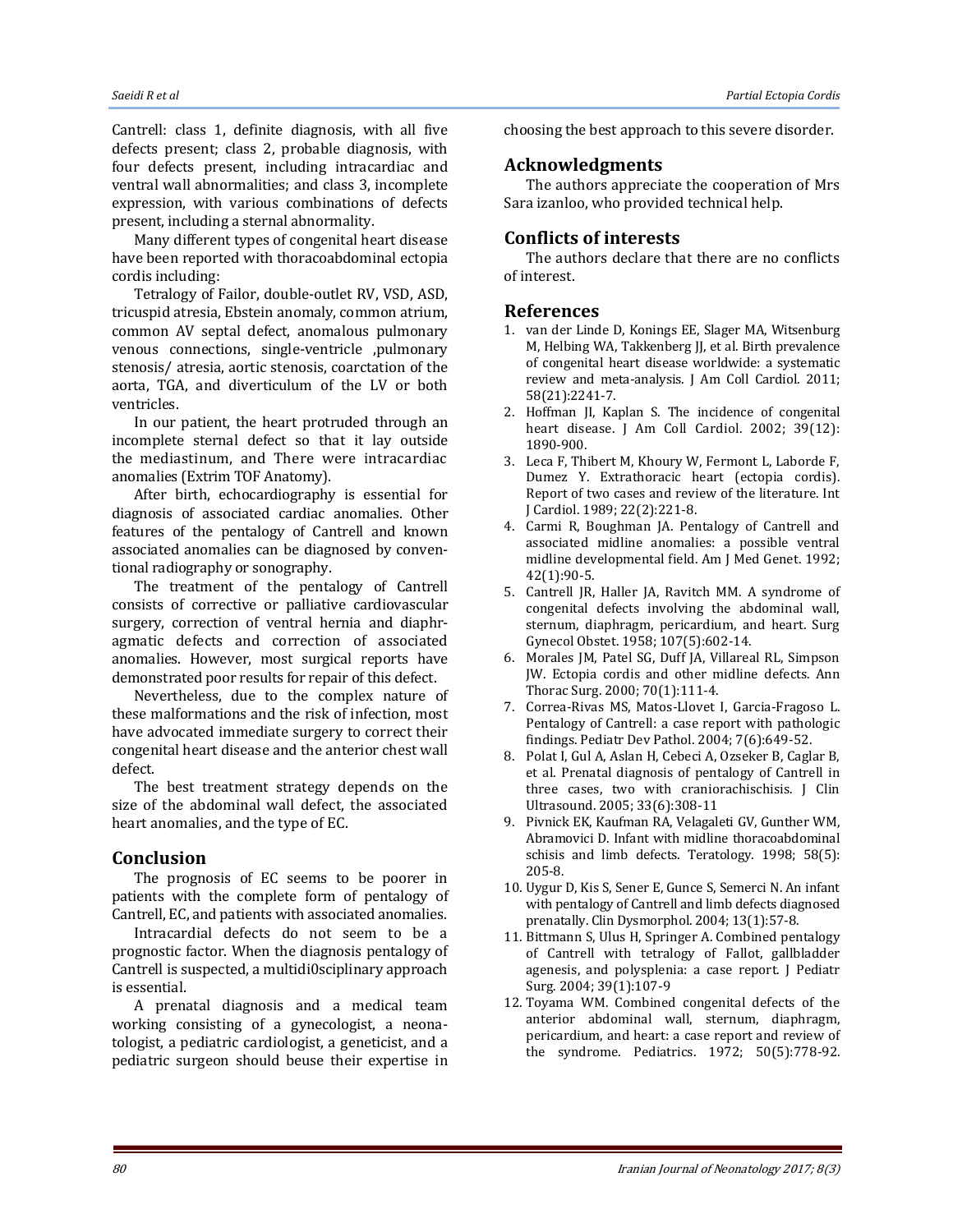Cantrell: class 1, definite diagnosis, with all five defects present; class 2, probable diagnosis, with four defects present, including intracardiac and ventral wall abnormalities; and class 3, incomplete expression, with various combinations of defects present, including a sternal abnormality.

Many different types of congenital heart disease have been reported with thoracoabdominal ectopia cordis including:

Tetralogy of Failor, double-outlet RV, VSD, ASD, tricuspid atresia, Ebstein anomaly, common atrium, common AV septal defect, anomalous pulmonary venous connections, single-ventricle ,pulmonary stenosis/ atresia, aortic stenosis, coarctation of the aorta, TGA, and diverticulum of the LV or both ventricles.

In our patient, the heart protruded through an incomplete sternal defect so that it lay outside the mediastinum, and There were intracardiac anomalies (Extrim TOF Anatomy).

After birth, echocardiography is essential for diagnosis of associated cardiac anomalies. Other features of the pentalogy of Cantrell and known associated anomalies can be diagnosed by conventional radiography or sonography.

The treatment of the pentalogy of Cantrell consists of corrective or palliative cardiovascular surgery, correction of ventral hernia and diaphragmatic defects and correction of associated anomalies. However, most surgical reports have demonstrated poor results for repair of this defect.

Nevertheless, due to the complex nature of these malformations and the risk of infection, most have advocated immediate surgery to correct their congenital heart disease and the anterior chest wall defect.

The best treatment strategy depends on the size of the abdominal wall defect, the associated heart anomalies, and the type of EC.

## Conclusion

The prognosis of EC seems to be poorer in patients with the complete form of pentalogy of Cantrell, EC, and patients with associated anomalies.

Intracardial defects do not seem to be a prognostic factor. When the diagnosis pentalogy of Cantrell is suspected, a multidi0sciplinary approach is essential.

A prenatal diagnosis and a medical team working consisting of a gynecologist, a neonatologist, a pediatric cardiologist, a geneticist, and a pediatric surgeon should beuse their expertise in choosing the best approach to this severe disorder.

## Acknowledgments

The authors appreciate the cooperation of Mrs Sara izanloo, who provided technical help.

## Conflicts of interests

The authors declare that there are no conflicts of interest.

## References

1. van der Linde D, Konings EE, Slager MA, Witsenburg M, Helbing WA, Takkenberg JJ, et al. Birth prevalence of congenital heart disease worldwide: a systematic review and meta-analysis. J Am Coll Cardiol. 2011; 58(21):2241-7.
2. Hoffman JI, Kaplan S. The incidence of congenital heart disease. J Am Coll Cardiol. 2002; 39(12): 1890-900.
3. Leca F, Thibert M, Khoury W, Fermont L, Laborde F, Dumez Y. Extrathoracic heart (ectopia cordis). Report of two cases and review of the literature. Int J Cardiol. 1989; 22(2):221-8.
4. Carmi R, Boughman JA. Pentalogy of Cantrell and associated midline anomalies: a possible ventral midline developmental field. Am J Med Genet. 1992; 42(1):90-5.
5. Cantrell JR, Haller JA, Ravitch MM. A syndrome of congenital defects involving the abdominal wall, sternum, diaphragm, pericardium, and heart. Surg Gynecol Obstet. 1958; 107(5):602-14.
6. Morales JM, Patel SG, Duff JA, Villareal RL, Simpson JW. Ectopia cordis and other midline defects. Ann Thorac Surg. 2000; 70(1):111-4.
7. Correa-Rivas MS, Matos-Llovet I, Garcia-Fragoso L. Pentalogy of Cantrell: a case report with pathologic findings. Pediatr Dev Pathol. 2004; 7(6):649-52.
8. Polat I, Gul A, Aslan H, Cebeci A, Ozseker B, Caglar B, et al. Prenatal diagnosis of pentalogy of Cantrell in three cases, two with craniorachischisis. J Clin Ultrasound. 2005; 33(6):308-11
9. Pivnick EK, Kaufman RA, Velagaleti GV, Gunther WM, Abramovici D. Infant with midline thoracoabdominal schisis and limb defects. Teratology. 1998; 58(5): 205-8.
10. Uygur D, Kis S, Sener E, Gunce S, Semerci N. An infant with pentalogy of Cantrell and limb defects diagnosed prenatally. Clin Dysmorphol. 2004; 13(1):57-8.
11. Bittmann S, Ulus H, Springer A. Combined pentalogy of Cantrell with tetralogy of Fallot, gallbladder agenesis, and polysplenia: a case report. J Pediatr Surg. 2004; 39(1):107-9
12. Toyama WM. Combined congenital defects of the anterior abdominal wall, sternum, diaphragm, pericardium, and heart: a case report and review of the syndrome. Pediatrics. 1972; 50(5):778-92.